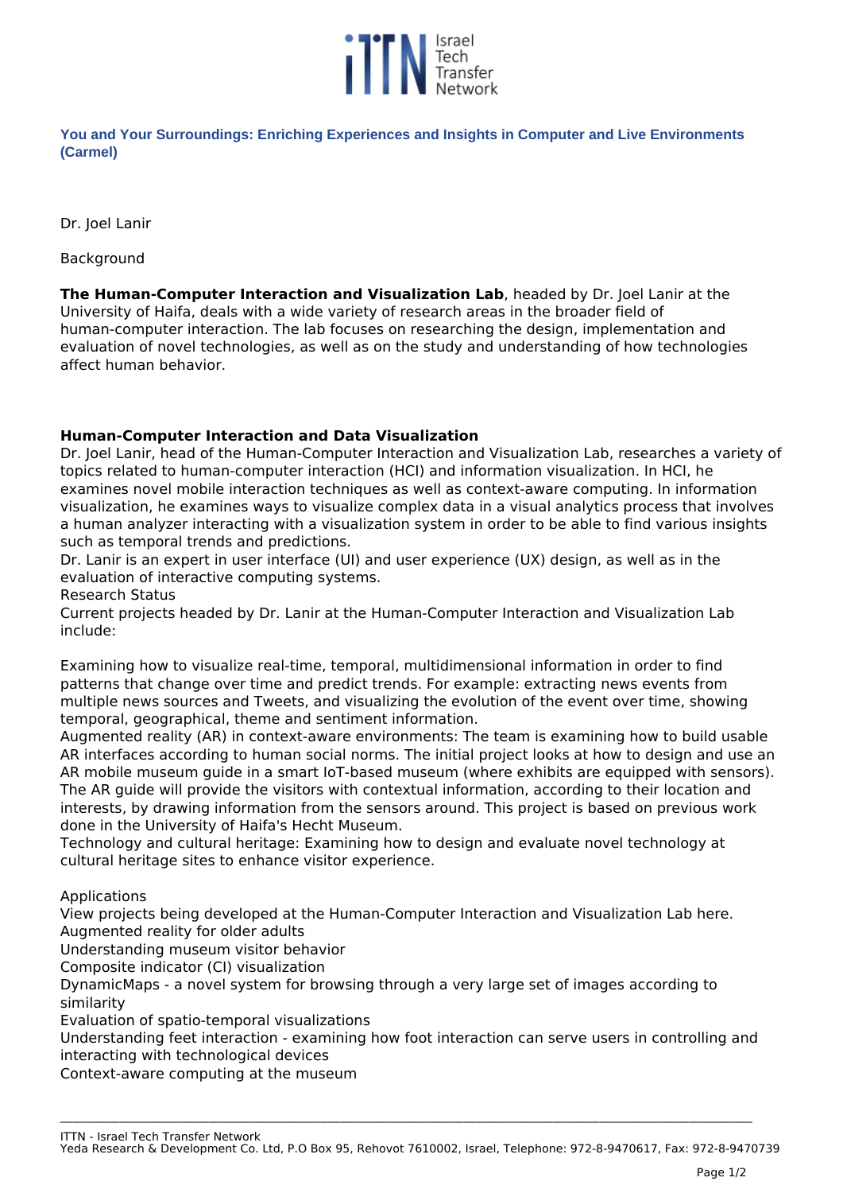## You and Your Surroundings: Enriching Experiences and Insights in Computer and Live Environments (Carmel)

Dr. Joel Lanir

Background

**The Human-Computer Interaction and Visualization Lab**, headed by Dr. Joel Lanir at the University of Haifa, deals with a wide variety of research areas in the broader field of human-computer interaction. The lab focuses on researching the design, implementation and evaluation of novel technologies, as well as on the study and understanding of how technologies affect human behavior.

**Human-Computer Interaction and Data Visualization**

Dr. Joel Lanir, head of the Human-Computer Interaction and Visualization Lab, researches a variety of topics related to human-computer interaction (HCI) and information visualization. In HCI, he examines novel mobile interaction techniques as well as context-aware computing. In information visualization, he examines ways to visualize complex data in a visual analytics process that involves a human analyzer interacting with a visualization system in order to be able to find various insights such as temporal trends and predictions.

Dr. Lanir is an expert in user interface (UI) and user experience (UX) design, as well as in the evaluation of interactive computing systems.

Research Status

Current projects headed by Dr. Lanir at the Human-Computer Interaction and Visualization Lab include:

Examining how to visualize real-time, temporal, multidimensional information in order to find patterns that change over time and predict trends. For example: extracting news events from multiple news sources and Tweets, and visualizing the evolution of the event over time, showing temporal, geographical, theme and sentiment information.

Augmented reality (AR) in context-aware environments: The team is examining how to build usable AR interfaces according to human social norms. The initial project looks at how to design and use an AR mobile museum guide in a smart IoT-based museum (where exhibits are equipped with sensors). The AR guide will provide the visitors with contextual information, according to their location and interests, by drawing information from the sensors around. This project is based on previous work done in the University of Haifa's Hecht Museum.

Technology and cultural heritage: Examining how to design and evaluate novel technology at cultural heritage sites to enhance visitor experience.

Applications

View projects being developed at the Human-Computer Interaction and Visualization Lab here.

Augmented reality for older adults

Understanding museum visitor behavior

Composite indicator (CI) visualization

DynamicMaps - a novel system for browsing through a very large set of images according to similarity

Evaluation of spatio-temporal visualizations

Understanding feet interaction - examining how foot interaction can serve users in controlling and interacting with technological devices

Context-aware computing at the museum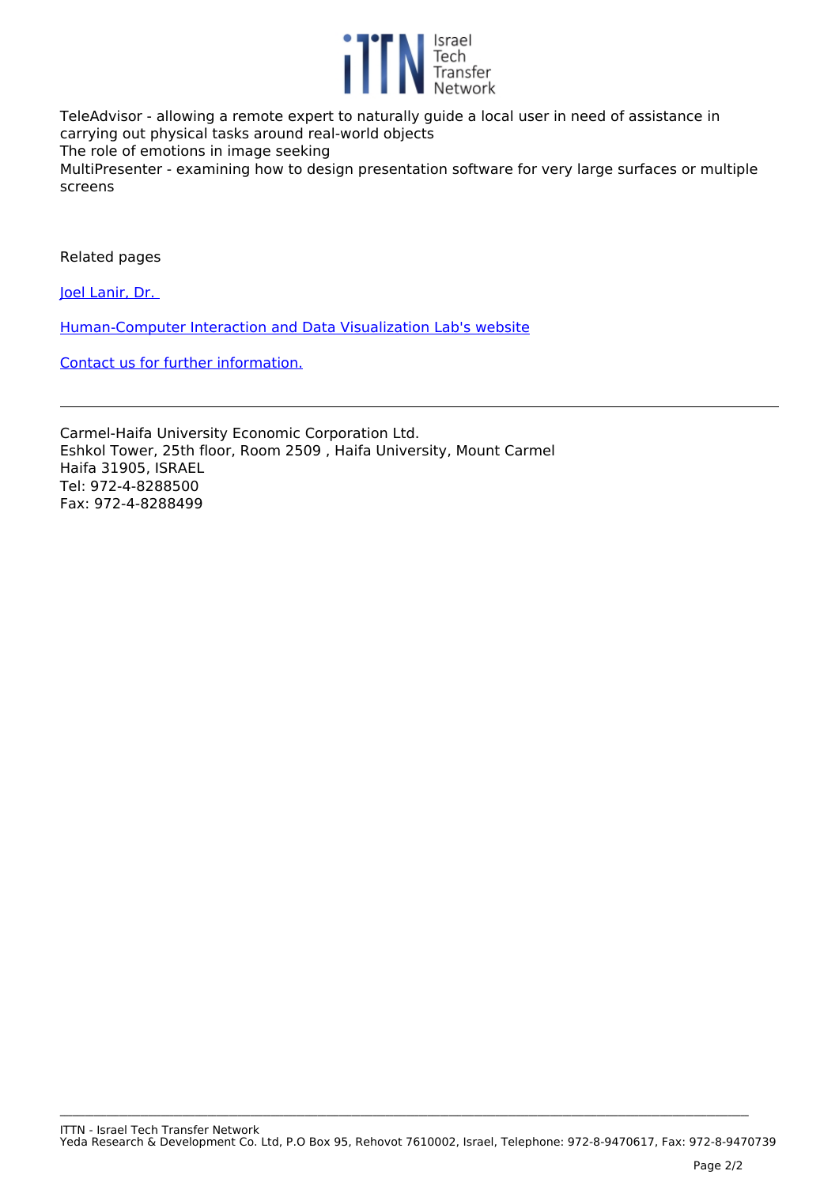TeleAdvisor - allowing a remote expert to naturally guide a local user in need of assistance in carrying out physical tasks around real-world objects
The role of emotions in image seeking
MultiPresenter - examining how to design presentation software for very large surfaces or multiple screens

Related pages

Joel Lanir, Dr.

Human-Computer Interaction and Data Visualization Lab's website

Contact us for further information.

---

Carmel-Haifa University Economic Corporation Ltd.
Eshkol Tower, 25th floor, Room 2509 , Haifa University, Mount Carmel
Haifa 31905, ISRAEL
Tel: 972-4-8288500
Fax: 972-4-8288499